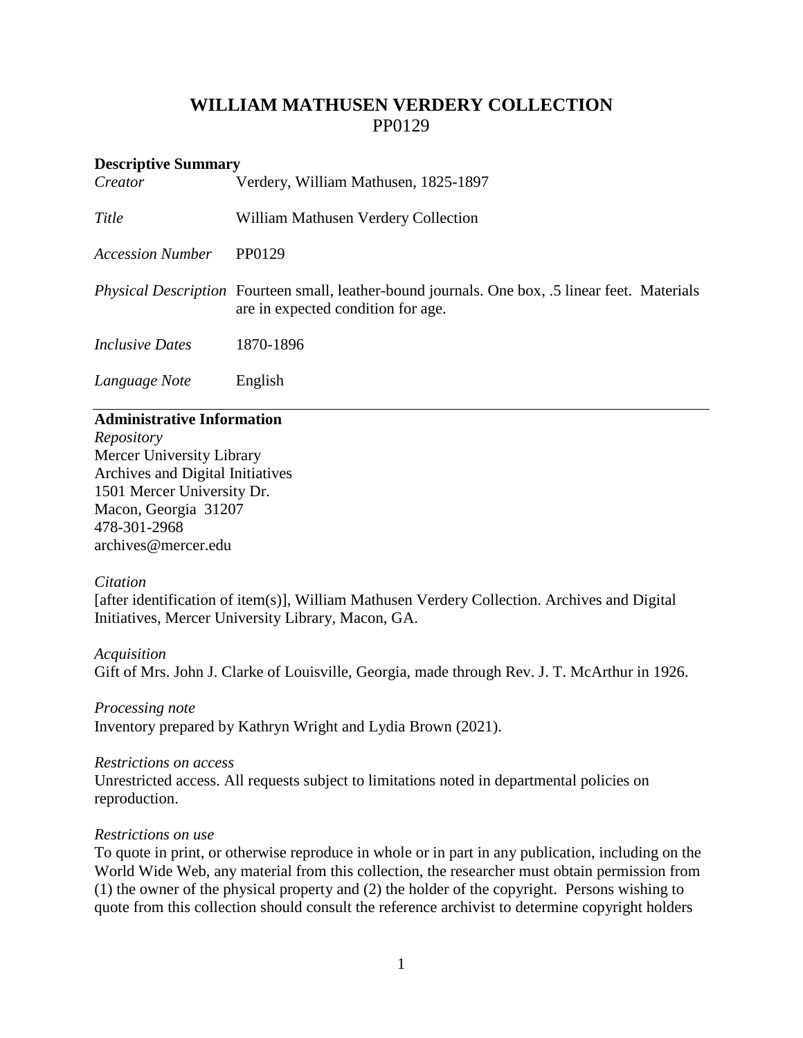# WILLIAM MATHUSEN VERDERY COLLECTION
PP0129

## Descriptive Summary

| | |
|---|---|
| *Creator* | Verdery, William Mathusen, 1825-1897 |
| *Title* | William Mathusen Verdery Collection |
| *Accession Number* | PP0129 |
| *Physical Description* | Fourteen small, leather-bound journals. One box, .5 linear feet. Materials are in expected condition for age. |
| *Inclusive Dates* | 1870-1896 |
| *Language Note* | English |

## Administrative Information

*Repository*
Mercer University Library
Archives and Digital Initiatives
1501 Mercer University Dr.
Macon, Georgia 31207
478-301-2968
archives@mercer.edu

*Citation*
[after identification of item(s)], William Mathusen Verdery Collection. Archives and Digital Initiatives, Mercer University Library, Macon, GA.

*Acquisition*
Gift of Mrs. John J. Clarke of Louisville, Georgia, made through Rev. J. T. McArthur in 1926.

*Processing note*
Inventory prepared by Kathryn Wright and Lydia Brown (2021).

*Restrictions on access*
Unrestricted access. All requests subject to limitations noted in departmental policies on reproduction.

*Restrictions on use*
To quote in print, or otherwise reproduce in whole or in part in any publication, including on the World Wide Web, any material from this collection, the researcher must obtain permission from (1) the owner of the physical property and (2) the holder of the copyright. Persons wishing to quote from this collection should consult the reference archivist to determine copyright holders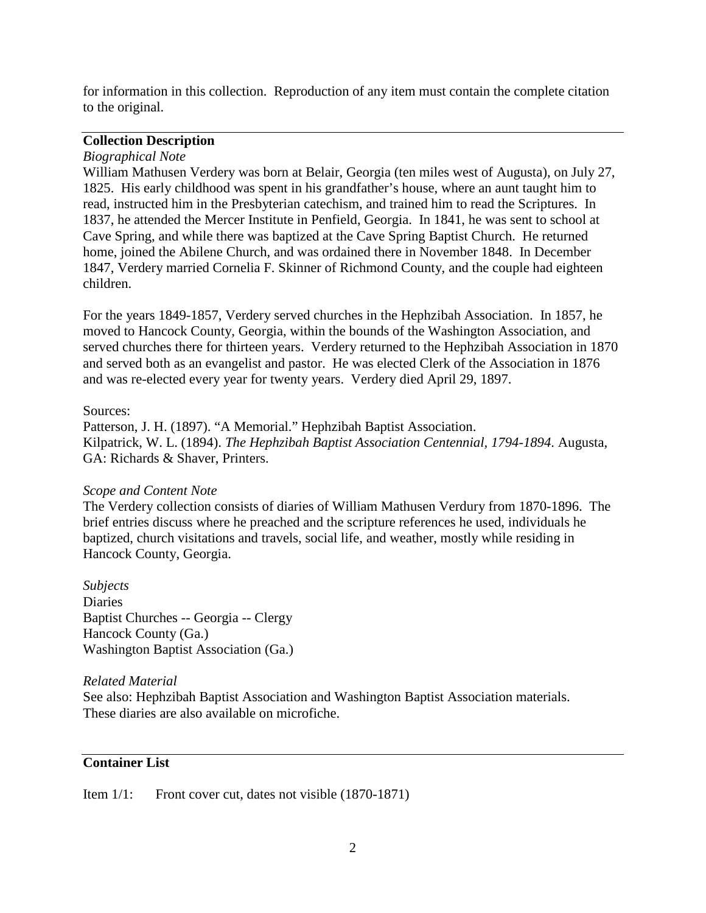for information in this collection. Reproduction of any item must contain the complete citation to the original.

## Collection Description

*Biographical Note*

William Mathusen Verdery was born at Belair, Georgia (ten miles west of Augusta), on July 27, 1825. His early childhood was spent in his grandfather's house, where an aunt taught him to read, instructed him in the Presbyterian catechism, and trained him to read the Scriptures. In 1837, he attended the Mercer Institute in Penfield, Georgia. In 1841, he was sent to school at Cave Spring, and while there was baptized at the Cave Spring Baptist Church. He returned home, joined the Abilene Church, and was ordained there in November 1848. In December 1847, Verdery married Cornelia F. Skinner of Richmond County, and the couple had eighteen children.

For the years 1849-1857, Verdery served churches in the Hephzibah Association. In 1857, he moved to Hancock County, Georgia, within the bounds of the Washington Association, and served churches there for thirteen years. Verdery returned to the Hephzibah Association in 1870 and served both as an evangelist and pastor. He was elected Clerk of the Association in 1876 and was re-elected every year for twenty years. Verdery died April 29, 1897.

Sources:
Patterson, J. H. (1897). "A Memorial." Hephzibah Baptist Association.
Kilpatrick, W. L. (1894). *The Hephzibah Baptist Association Centennial, 1794-1894*. Augusta, GA: Richards & Shaver, Printers.

*Scope and Content Note*

The Verdery collection consists of diaries of William Mathusen Verdury from 1870-1896. The brief entries discuss where he preached and the scripture references he used, individuals he baptized, church visitations and travels, social life, and weather, mostly while residing in Hancock County, Georgia.

*Subjects*

Diaries
Baptist Churches -- Georgia -- Clergy
Hancock County (Ga.)
Washington Baptist Association (Ga.)

*Related Material*

See also: Hephzibah Baptist Association and Washington Baptist Association materials.
These diaries are also available on microfiche.

## Container List

Item 1/1: Front cover cut, dates not visible (1870-1871)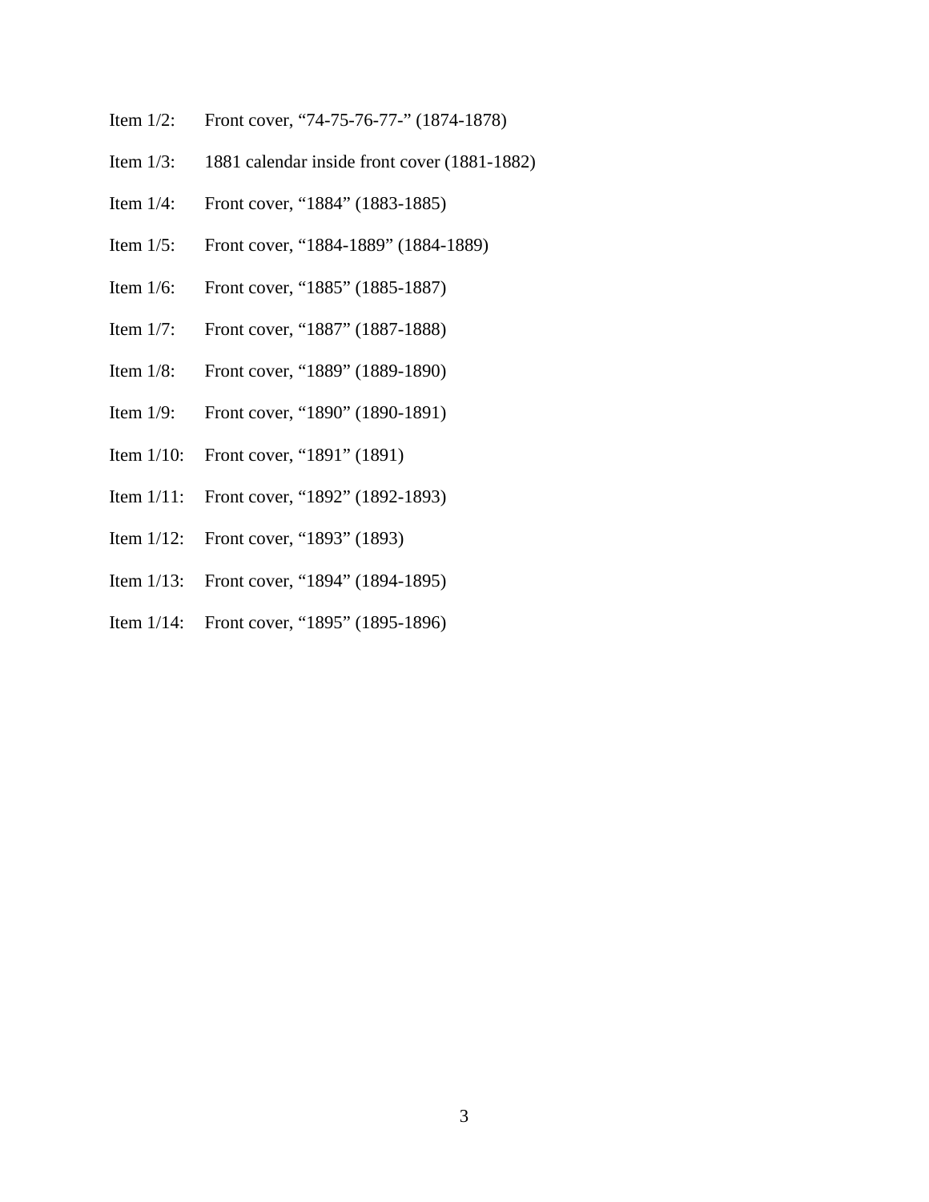Item 1/2: Front cover, “74-75-76-77-” (1874-1878)

Item 1/3: 1881 calendar inside front cover (1881-1882)

Item 1/4: Front cover, “1884” (1883-1885)

Item 1/5: Front cover, “1884-1889” (1884-1889)

Item 1/6: Front cover, “1885” (1885-1887)

Item 1/7: Front cover, “1887” (1887-1888)

Item 1/8: Front cover, “1889” (1889-1890)

Item 1/9: Front cover, “1890” (1890-1891)

Item 1/10: Front cover, “1891” (1891)

Item 1/11: Front cover, “1892” (1892-1893)

Item 1/12: Front cover, “1893” (1893)

Item 1/13: Front cover, “1894” (1894-1895)

Item 1/14: Front cover, “1895” (1895-1896)